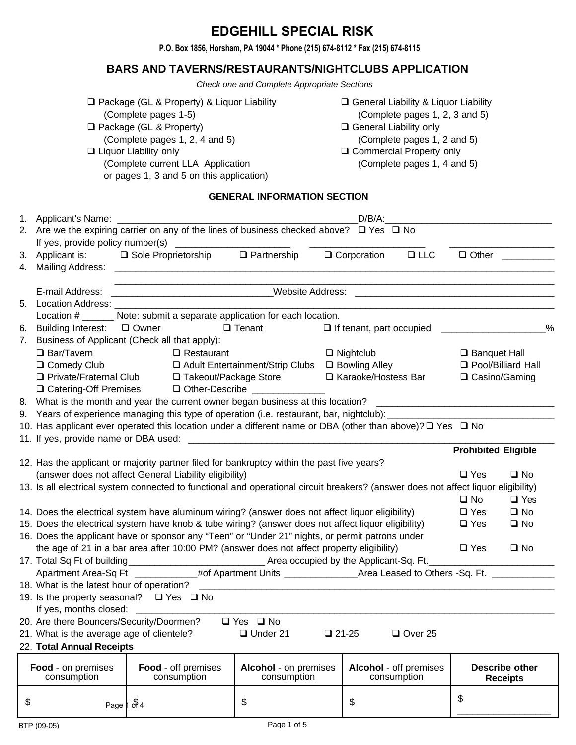# EDGEHILL SPECIAL RISK

**P.O. Box 1856, Horsham, PA 19044 * Phone (215) 674-8112 * Fax (215) 674-8115**

## BARS AND TAVERNS/RESTAURANTS/NIGHTCLUBS APPLICATION

*Check one and Complete Appropriate Sections*

- ❑ Package (GL & Property) & Liquor Liability (Complete pages 1-5)
- ❑ Package (GL & Property) (Complete pages 1, 2, 4 and 5)
- ❑ Liquor Liability only (Complete current LLA Application or pages 1, 3 and 5 on this application)
- ❑ General Liability & Liquor Liability (Complete pages 1, 2, 3 and 5)
- ❑ General Liability only (Complete pages 1, 2 and 5)
- ❑ Commercial Property only (Complete pages 1, 4 and 5)

### GENERAL INFORMATION SECTION

1. Applicant's Name: ______________________________________________D/B/A:________________________________
2. Are we the expiring carrier on any of the lines of business checked above? ❑ Yes ❑ No
   If yes, provide policy number(s) ______________________ ______________________ ____________________
3. Applicant is: ❑ Sole Proprietorship ❑ Partnership ❑ Corporation ❑ LLC ❑ Other __________
4. Mailing Address: ____________________________________________________________________________________
   ____________________________________________________________________________________
   E-mail Address: ______________________________Website Address: ______________________________________
5. Location Address: ____________________________________________________________________________________
   Location # ______ Note: submit a separate application for each location.
6. Building Interest: ❑ Owner ❑ Tenant ❑ If tenant, part occupied ___________________%
7. Business of Applicant (Check all that apply):
   ❑ Bar/Tavern ❑ Restaurant ❑ Nightclub ❑ Banquet Hall
   ❑ Comedy Club ❑ Adult Entertainment/Strip Clubs ❑ Bowling Alley ❑ Pool/Billiard Hall
   ❑ Private/Fraternal Club ❑ Takeout/Package Store ❑ Karaoke/Hostess Bar ❑ Casino/Gaming
   ❑ Catering-Off Premises ❑ Other-Describe _____________
8. What is the month and year the current owner began business at this location? ________________________________
9. Years of experience managing this type of operation (i.e. restaurant, bar, nightclub):________________________________
10. Has applicant ever operated this location under a different name or DBA (other than above)? ❑ Yes ❑ No
11. If yes, provide name or DBA used: ___________________________________________________________________________

| | Prohibited | Eligible |
|---|---|---|
| 12. Has the applicant or majority partner filed for bankruptcy within the past five years? (answer does not affect General Liability eligibility) | ❑ Yes | ❑ No |
| 13. Is all electrical system connected to functional and operational circuit breakers? (answer does not affect liquor eligibility) | ❑ No | ❑ Yes |
| 14. Does the electrical system have aluminum wiring? (answer does not affect liquor eligibility) | ❑ Yes | ❑ No |
| 15. Does the electrical system have knob & tube wiring? (answer does not affect liquor eligibility) | ❑ Yes | ❑ No |
| 16. Does the applicant have or sponsor any "Teen" or "Under 21" nights, or permit patrons under the age of 21 in a bar area after 10:00 PM? (answer does not affect property eligibility) | ❑ Yes | ❑ No |

17. Total Sq Ft of building_________________________ Area occupied by the Applicant-Sq. Ft.________________________
    Apartment Area-Sq Ft ____________#of Apartment Units ______________Area Leased to Others -Sq. Ft. ____________
18. What is the latest hour of operation? ____________________________________________________________________
19. Is the property seasonal? ❑ Yes ❑ No
    If yes, months closed: ____________________________________________________________________________________
20. Are there Bouncers/Security/Doormen? ❑ Yes ❑ No
21. What is the average age of clientele? ❑ Under 21 ❑ 21-25 ❑ Over 25
22. **Total Annual Receipts**

| **Food** - on premises consumption | **Food** - off premises consumption | **Alcohol** - on premises consumption | **Alcohol** - off premises consumption | **Describe other Receipts** |
|---|---|---|---|---|
| $ | $ | $ | $ | $ __________________ |

BTP (09-05)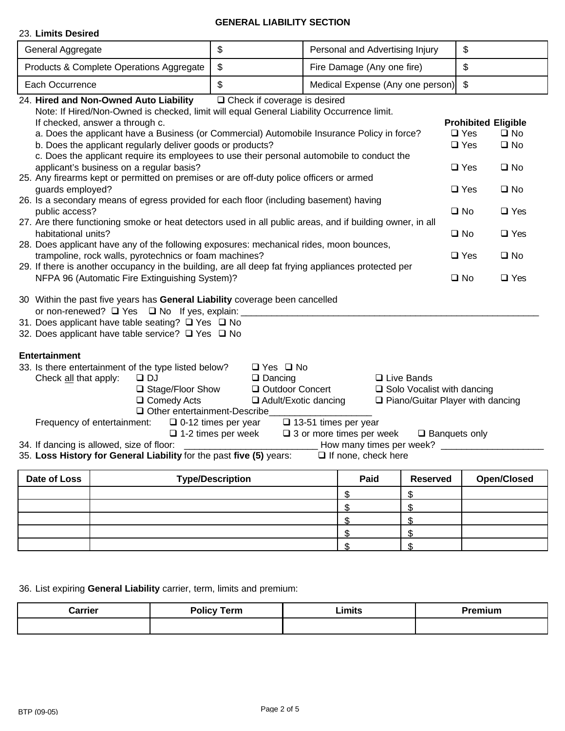## GENERAL LIABILITY SECTION

23. **Limits Desired**

| General Aggregate | $ | Personal and Advertising Injury | $ |
|---|---|---|---|
| Products & Complete Operations Aggregate | $ | Fire Damage (Any one fire) | $ |
| Each Occurrence | $ | Medical Expense (Any one person) | $ |

24. **Hired and Non-Owned Auto Liability** ❑ Check if coverage is desired
    Note: If Hired/Non-Owned is checked, limit will equal General Liability Occurrence limit.
    If checked, answer a through c.

| | Prohibited | Eligible |
|---|---|---|
| a. Does the applicant have a Business (or Commercial) Automobile Insurance Policy in force? | ❑ Yes | ❑ No |
| b. Does the applicant regularly deliver goods or products? | ❑ Yes | ❑ No |
| c. Does the applicant require its employees to use their personal automobile to conduct the applicant's business on a regular basis? | ❑ Yes | ❑ No |
| 25. Any firearms kept or permitted on premises or are off-duty police officers or armed guards employed? | ❑ Yes | ❑ No |
| 26. Is a secondary means of egress provided for each floor (including basement) having public access? | ❑ No | ❑ Yes |
| 27. Are there functioning smoke or heat detectors used in all public areas, and if building owner, in all habitational units? | ❑ No | ❑ Yes |
| 28. Does applicant have any of the following exposures: mechanical rides, moon bounces, trampoline, rock walls, pyrotechnics or foam machines? | ❑ Yes | ❑ No |
| 29. If there is another occupancy in the building, are all deep fat frying appliances protected per NFPA 96 (Automatic Fire Extinguishing System)? | ❑ No | ❑ Yes |

30. Within the past five years has **General Liability** coverage been cancelled or non-renewed? ❑ Yes ❑ No If yes, explain: ____________________________________________________________

31. Does applicant have table seating? ❑ Yes ❑ No

32. Does applicant have table service? ❑ Yes ❑ No

### Entertainment

33. Is there entertainment of the type listed below? ❑ Yes ❑ No
    Check all that apply:
    - ❑ DJ
    - ❑ Dancing
    - ❑ Live Bands
    - ❑ Stage/Floor Show
    - ❑ Outdoor Concert
    - ❑ Solo Vocalist with dancing
    - ❑ Comedy Acts
    - ❑ Adult/Exotic dancing
    - ❑ Piano/Guitar Player with dancing
    - ❑ Other entertainment-Describe____________________

    Frequency of entertainment: ❑ 0-12 times per year ❑ 13-51 times per year ❑ 1-2 times per week ❑ 3 or more times per week ❑ Banquets only

34. If dancing is allowed, size of floor: __________________________ How many times per week? ____________________

35. **Loss History for General Liability** for the past **five (5)** years: ❑ If none, check here

| Date of Loss | Type/Description | Paid | Reserved | Open/Closed |
|---|---|---|---|---|
| | | $ | $ | |
| | | $ | $ | |
| | | $ | $ | |
| | | $ | $ | |
| | | $ | $ | |

36. List expiring **General Liability** carrier, term, limits and premium:

| Carrier | Policy Term | Limits | Premium |
|---|---|---|---|
| | | | |

BTP (09-05)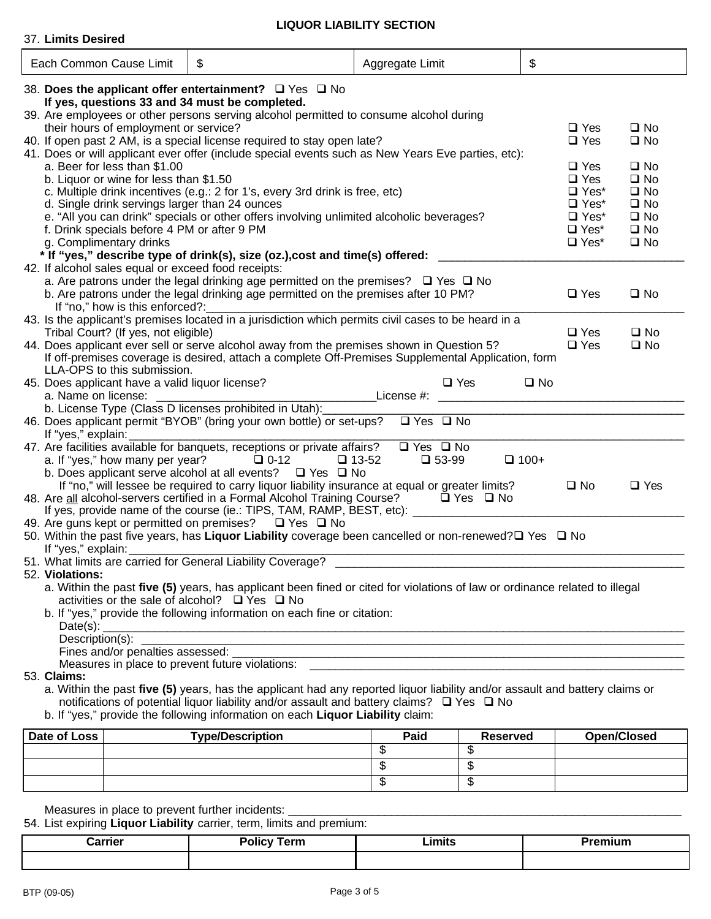# LIQUOR LIABILITY SECTION

37. **Limits Desired**

| Each Common Cause Limit | $ | Aggregate Limit | $ |
|---|---|---|---|

38. **Does the applicant offer entertainment?** ❑ Yes ❑ No
    **If yes, questions 33 and 34 must be completed.**
39. Are employees or other persons serving alcohol permitted to consume alcohol during their hours of employment or service? ❑ Yes ❑ No
40. If open past 2 AM, is a special license required to stay open late? ❑ Yes ❑ No
41. Does or will applicant ever offer (include special events such as New Years Eve parties, etc):
    a. Beer for less than $1.00 ❑ Yes ❑ No
    b. Liquor or wine for less than $1.50 ❑ Yes ❑ No
    c. Multiple drink incentives (e.g.: 2 for 1's, every 3rd drink is free, etc) ❑ Yes* ❑ No
    d. Single drink servings larger than 24 ounces ❑ Yes* ❑ No
    e. "All you can drink" specials or other offers involving unlimited alcoholic beverages? ❑ Yes* ❑ No
    f. Drink specials before 4 PM or after 9 PM ❑ Yes* ❑ No
    g. Complimentary drinks ❑ Yes* ❑ No
    **\* If "yes," describe type of drink(s), size (oz.),cost and time(s) offered:** ____________________
42. If alcohol sales equal or exceed food receipts:
    a. Are patrons under the legal drinking age permitted on the premises? ❑ Yes ❑ No
    b. Are patrons under the legal drinking age permitted on the premises after 10 PM? ❑ Yes ❑ No
    If "no," how is this enforced?:____________________
43. Is the applicant's premises located in a jurisdiction which permits civil cases to be heard in a Tribal Court? (If yes, not eligible) ❑ Yes ❑ No
44. Does applicant ever sell or serve alcohol away from the premises shown in Question 5? ❑ Yes ❑ No
    If off-premises coverage is desired, attach a complete Off-Premises Supplemental Application, form LLA-OPS to this submission.
45. Does applicant have a valid liquor license? ❑ Yes ❑ No
    a. Name on license: ____________________ License #: ____________________
    b. License Type (Class D licenses prohibited in Utah):____________________
46. Does applicant permit "BYOB" (bring your own bottle) or set-ups? ❑ Yes ❑ No
    If "yes," explain:____________________
47. Are facilities available for banquets, receptions or private affairs? ❑ Yes ❑ No
    a. If "yes," how many per year? ❑ 0-12 ❑ 13-52 ❑ 53-99 ❑ 100+
    b. Does applicant serve alcohol at all events? ❑ Yes ❑ No
    If "no," will lessee be required to carry liquor liability insurance at equal or greater limits? ❑ No ❑ Yes
48. Are <u>all</u> alcohol-servers certified in a Formal Alcohol Training Course? ❑ Yes ❑ No
    If yes, provide name of the course (ie.: TIPS, TAM, RAMP, BEST, etc): ____________________
49. Are guns kept or permitted on premises? ❑ Yes ❑ No
50. Within the past five years, has **Liquor Liability** coverage been cancelled or non-renewed? ❑ Yes ❑ No
    If "yes," explain:____________________
51. What limits are carried for General Liability Coverage? ____________________
52. **Violations:**
    a. Within the past **five (5)** years, has applicant been fined or cited for violations of law or ordinance related to illegal activities or the sale of alcohol? ❑ Yes ❑ No
    b. If "yes," provide the following information on each fine or citation:
    Date(s): ____________________
    Description(s): ____________________
    Fines and/or penalties assessed: ____________________
    Measures in place to prevent future violations: ____________________
53. **Claims:**
    a. Within the past **five (5)** years, has the applicant had any reported liquor liability and/or assault and battery claims or notifications of potential liquor liability and/or assault and battery claims? ❑ Yes ❑ No
    b. If "yes," provide the following information on each **Liquor Liability** claim:

| Date of Loss | Type/Description | Paid | Reserved | Open/Closed |
|---|---|---|---|---|
| | | $ | $ | |
| | | $ | $ | |
| | | $ | $ | |

Measures in place to prevent further incidents: ____________________

54. List expiring **Liquor Liability** carrier, term, limits and premium:

| Carrier | Policy Term | Limits | Premium |
|---|---|---|---|
| | | | |

BTP (09-05)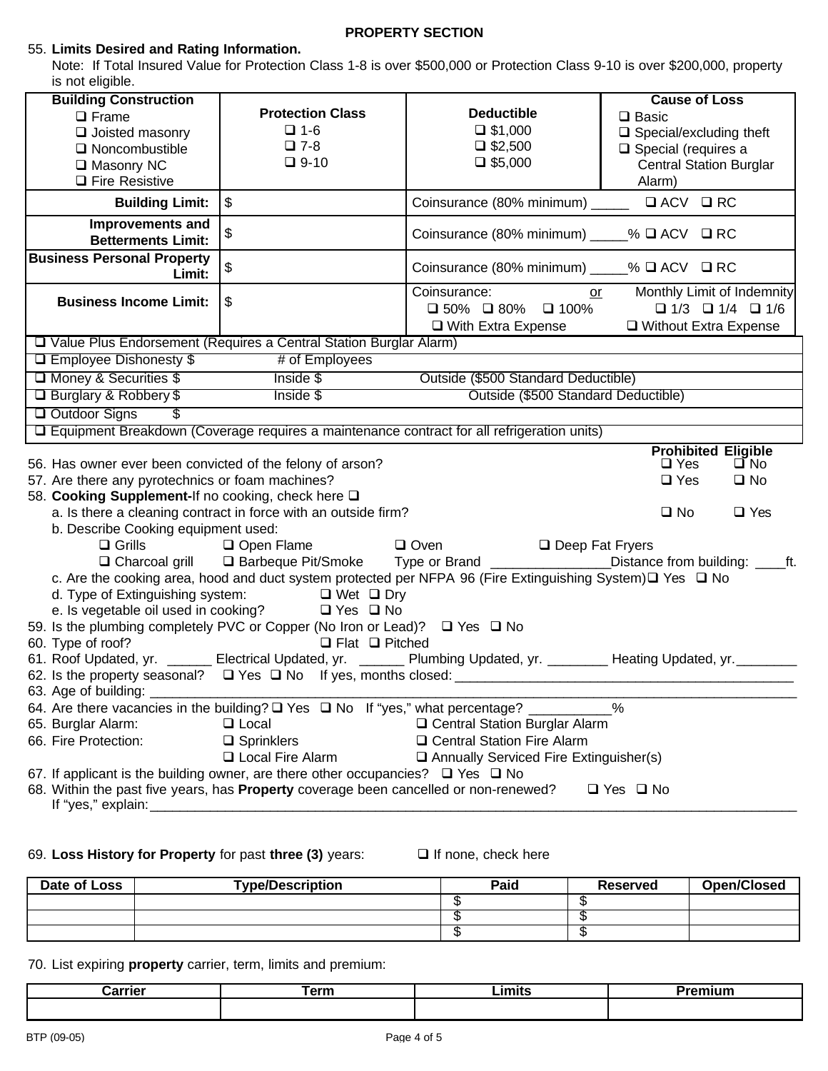## PROPERTY SECTION

55. **Limits Desired and Rating Information.**
    Note: If Total Insured Value for Protection Class 1-8 is over $500,000 or Protection Class 9-10 is over $200,000, property is not eligible.

| **Building Construction**<br>❑ Frame<br>❑ Joisted masonry<br>❑ Noncombustible<br>❑ Masonry NC<br>❑ Fire Resistive | **Protection Class**<br>❑ 1-6<br>❑ 7-8<br>❑ 9-10 | **Deductible**<br>❑ $1,000<br>❑ $2,500<br>❑ $5,000 | **Cause of Loss**<br>❑ Basic<br>❑ Special/excluding theft<br>❑ Special (requires a Central Station Burglar Alarm) |
|---|---|---|---|
| **Building Limit:** | $ | Coinsurance (80% minimum) _____ ❑ ACV ❑ RC | |
| **Improvements and Betterments Limit:** | $ | Coinsurance (80% minimum) _____% ❑ ACV ❑ RC | |
| **Business Personal Property Limit:** | $ | Coinsurance (80% minimum) _____% ❑ ACV ❑ RC | |
| **Business Income Limit:** | $ | Coinsurance: ❑ 50% ❑ 80% ❑ 100% ❑ With Extra Expense | or Monthly Limit of Indemnity ❑ 1/3 ❑ 1/4 ❑ 1/6 ❑ Without Extra Expense |

❑ Value Plus Endorsement (Requires a Central Station Burglar Alarm)
❑ Employee Dishonesty $ # of Employees
❑ Money & Securities $ Inside $ Outside ($500 Standard Deductible)
❑ Burglary & Robbery $ Inside $ Outside ($500 Standard Deductible)
❑ Outdoor Signs $
❑ Equipment Breakdown (Coverage requires a maintenance contract for all refrigeration units)

| | **Prohibited** | **Eligible** |
|---|---|---|
| 56. Has owner ever been convicted of the felony of arson? | ❑ Yes | ❑ No |
| 57. Are there any pyrotechnics or foam machines? | ❑ Yes | ❑ No |

58. **Cooking Supplement-**If no cooking, check here ❑
    a. Is there a cleaning contract in force with an outside firm? ❑ No ❑ Yes
    b. Describe Cooking equipment used:
    ❑ Grills ❑ Open Flame ❑ Oven ❑ Deep Fat Fryers
    ❑ Charcoal grill ❑ Barbeque Pit/Smoke Type or Brand ________________ Distance from building: ____ft.
    c. Are the cooking area, hood and duct system protected per NFPA 96 (Fire Extinguishing System) ❑ Yes ❑ No
    d. Type of Extinguishing system: ❑ Wet ❑ Dry
    e. Is vegetable oil used in cooking? ❑ Yes ❑ No
59. Is the plumbing completely PVC or Copper (No Iron or Lead)? ❑ Yes ❑ No
60. Type of roof? ❑ Flat ❑ Pitched
61. Roof Updated, yr. ______ Electrical Updated, yr. ______ Plumbing Updated, yr. ________ Heating Updated, yr. ________
62. Is the property seasonal? ❑ Yes ❑ No If yes, months closed: ______________________________________________
63. Age of building: ________________________________________________________________________________
64. Are there vacancies in the building? ❑ Yes ❑ No If "yes," what percentage? ___________%
65. Burglar Alarm: ❑ Local ❑ Central Station Burglar Alarm
66. Fire Protection: ❑ Sprinklers ❑ Central Station Fire Alarm
    ❑ Local Fire Alarm ❑ Annually Serviced Fire Extinguisher(s)
67. If applicant is the building owner, are there other occupancies? ❑ Yes ❑ No
68. Within the past five years, has **Property** coverage been cancelled or non-renewed? ❑ Yes ❑ No
    If "yes," explain: ______________________________________________________________________________

69. **Loss History for Property** for past **three (3)** years: ❑ If none, check here

| Date of Loss | Type/Description | Paid | Reserved | Open/Closed |
|---|---|---|---|---|
| | | $ | $ | |
| | | $ | $ | |
| | | $ | $ | |

70. List expiring **property** carrier, term, limits and premium:

| Carrier | Term | Limits | Premium |
|---|---|---|---|
| | | | |

BTP (09-05)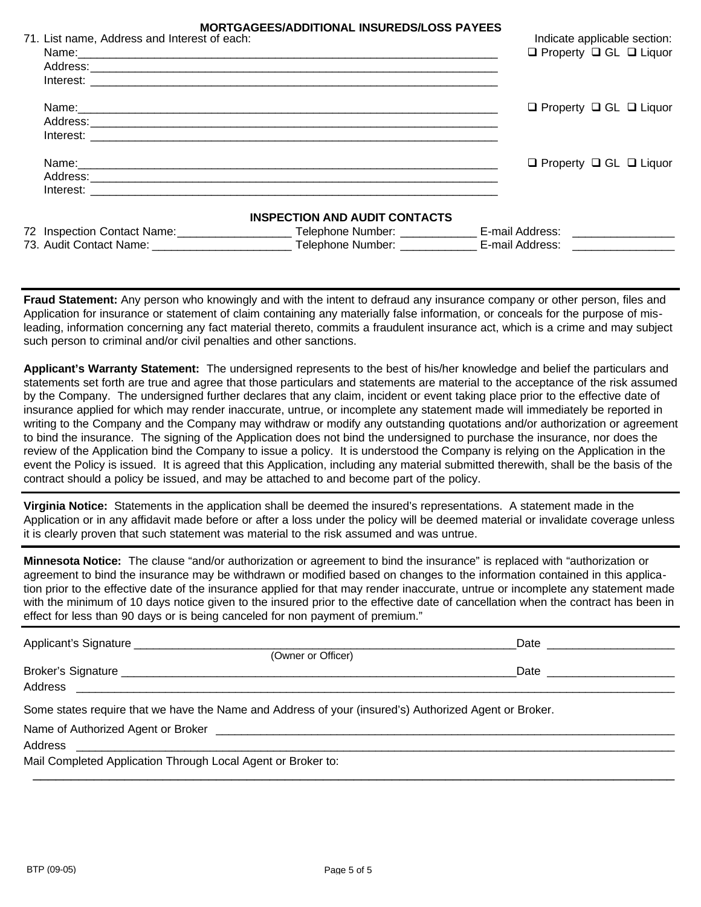## MORTGAGEES/ADDITIONAL INSUREDS/LOSS PAYEES

71. List name, Address and Interest of each: Indicate applicable section:

Name:_______________________________________________ ☐ Property ☐ GL ☐ Liquor
Address:_______________________________________________
Interest: _______________________________________________

Name:_______________________________________________ ☐ Property ☐ GL ☐ Liquor
Address:_______________________________________________
Interest: _______________________________________________

Name:_______________________________________________ ☐ Property ☐ GL ☐ Liquor
Address:_______________________________________________
Interest: _______________________________________________

## INSPECTION AND AUDIT CONTACTS

72 Inspection Contact Name:_________________ Telephone Number: ____________ E-mail Address: ________________
73. Audit Contact Name: ____________________ Telephone Number: ____________ E-mail Address: ________________

**Fraud Statement:** Any person who knowingly and with the intent to defraud any insurance company or other person, files and Application for insurance or statement of claim containing any materially false information, or conceals for the purpose of misleading, information concerning any fact material thereto, commits a fraudulent insurance act, which is a crime and may subject such person to criminal and/or civil penalties and other sanctions.

**Applicant's Warranty Statement:** The undersigned represents to the best of his/her knowledge and belief the particulars and statements set forth are true and agree that those particulars and statements are material to the acceptance of the risk assumed by the Company. The undersigned further declares that any claim, incident or event taking place prior to the effective date of insurance applied for which may render inaccurate, untrue, or incomplete any statement made will immediately be reported in writing to the Company and the Company may withdraw or modify any outstanding quotations and/or authorization or agreement to bind the insurance. The signing of the Application does not bind the undersigned to purchase the insurance, nor does the review of the Application bind the Company to issue a policy. It is understood the Company is relying on the Application in the event the Policy is issued. It is agreed that this Application, including any material submitted therewith, shall be the basis of the contract should a policy be issued, and may be attached to and become part of the policy.

**Virginia Notice:** Statements in the application shall be deemed the insured's representations. A statement made in the Application or in any affidavit made before or after a loss under the policy will be deemed material or invalidate coverage unless it is clearly proven that such statement was material to the risk assumed and was untrue.

**Minnesota Notice:** The clause "and/or authorization or agreement to bind the insurance" is replaced with "authorization or agreement to bind the insurance may be withdrawn or modified based on changes to the information contained in this application prior to the effective date of the insurance applied for that may render inaccurate, untrue or incomplete any statement made with the minimum of 10 days notice given to the insured prior to the effective date of cancellation when the contract has been in effect for less than 90 days or is being canceled for non payment of premium."

Applicant's Signature _______________________________________________Date ____________________
(Owner or Officer)

Broker's Signature _______________________________________________Date ____________________

Address _______________________________________________

Some states require that we have the Name and Address of your (insured's) Authorized Agent or Broker.

Name of Authorized Agent or Broker _______________________________________________

Address _______________________________________________

Mail Completed Application Through Local Agent or Broker to:

_______________________________________________

BTP (09-05)